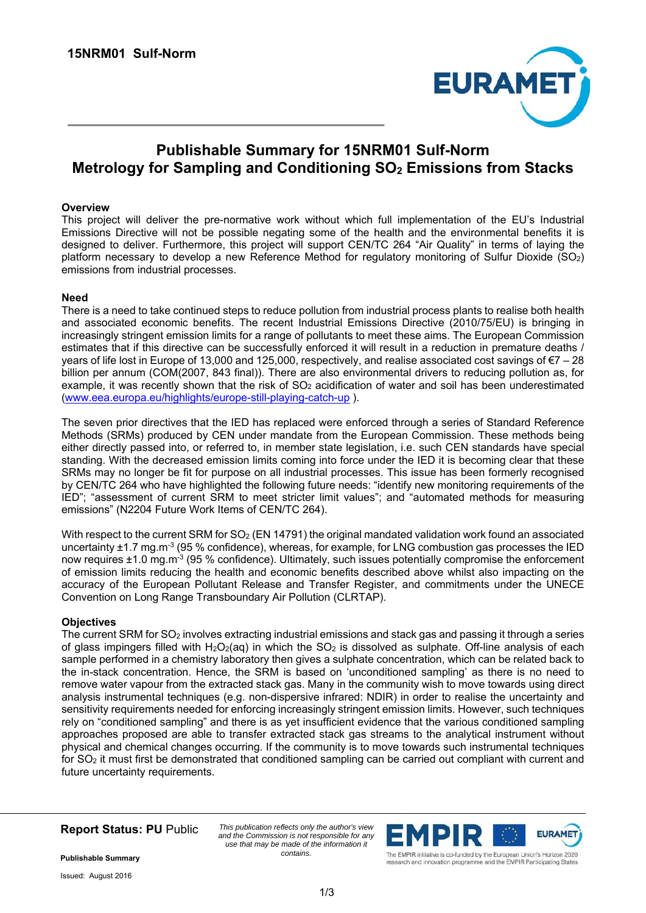# Publishable Summary for 15NRM01 Sulf-Norm
# Metrology for Sampling and Conditioning $SO_2$ Emissions from Stacks

## Overview

This project will deliver the pre-normative work without which full implementation of the EU's Industrial Emissions Directive will not be possible negating some of the health and the environmental benefits it is designed to deliver. Furthermore, this project will support CEN/TC 264 "Air Quality" in terms of laying the platform necessary to develop a new Reference Method for regulatory monitoring of Sulfur Dioxide ($SO_2$) emissions from industrial processes.

## Need

There is a need to take continued steps to reduce pollution from industrial process plants to realise both health and associated economic benefits. The recent Industrial Emissions Directive (2010/75/EU) is bringing in increasingly stringent emission limits for a range of pollutants to meet these aims. The European Commission estimates that if this directive can be successfully enforced it will result in a reduction in premature deaths / years of life lost in Europe of 13,000 and 125,000, respectively, and realise associated cost savings of €7 – 28 billion per annum (COM(2007, 843 final)). There are also environmental drivers to reducing pollution as, for example, it was recently shown that the risk of $SO_2$ acidification of water and soil has been underestimated (www.eea.europa.eu/highlights/europe-still-playing-catch-up ).

The seven prior directives that the IED has replaced were enforced through a series of Standard Reference Methods (SRMs) produced by CEN under mandate from the European Commission. These methods being either directly passed into, or referred to, in member state legislation, i.e. such CEN standards have special standing. With the decreased emission limits coming into force under the IED it is becoming clear that these SRMs may no longer be fit for purpose on all industrial processes. This issue has been formerly recognised by CEN/TC 264 who have highlighted the following future needs: "identify new monitoring requirements of the IED"; "assessment of current SRM to meet stricter limit values"; and "automated methods for measuring emissions" (N2204 Future Work Items of CEN/TC 264).

With respect to the current SRM for $SO_2$ (EN 14791) the original mandated validation work found an associated uncertainty ±1.7 mg.m$^{-3}$ (95 % confidence), whereas, for example, for LNG combustion gas processes the IED now requires ±1.0 mg.m$^{-3}$ (95 % confidence). Ultimately, such issues potentially compromise the enforcement of emission limits reducing the health and economic benefits described above whilst also impacting on the accuracy of the European Pollutant Release and Transfer Register, and commitments under the UNECE Convention on Long Range Transboundary Air Pollution (CLRTAP).

## Objectives

The current SRM for $SO_2$ involves extracting industrial emissions and stack gas and passing it through a series of glass impingers filled with $H_2O_2(aq)$ in which the $SO_2$ is dissolved as sulphate. Off-line analysis of each sample performed in a chemistry laboratory then gives a sulphate concentration, which can be related back to the in-stack concentration. Hence, the SRM is based on 'unconditioned sampling' as there is no need to remove water vapour from the extracted stack gas. Many in the community wish to move towards using direct analysis instrumental techniques (e.g. non-dispersive infrared: NDIR) in order to realise the uncertainty and sensitivity requirements needed for enforcing increasingly stringent emission limits. However, such techniques rely on "conditioned sampling" and there is as yet insufficient evidence that the various conditioned sampling approaches proposed are able to transfer extracted stack gas streams to the analytical instrument without physical and chemical changes occurring. If the community is to move towards such instrumental techniques for $SO_2$ it must first be demonstrated that conditioned sampling can be carried out compliant with current and future uncertainty requirements.

**Report Status: PU** Public

*This publication reflects only the author's view and the Commission is not responsible for any use that may be made of the information it contains.*

The EMPIR initiative is co-funded by the European Union's Horizon 2020 research and innovation programme and the EMPIR Participating States

**Publishable Summary**

Issued: August 2016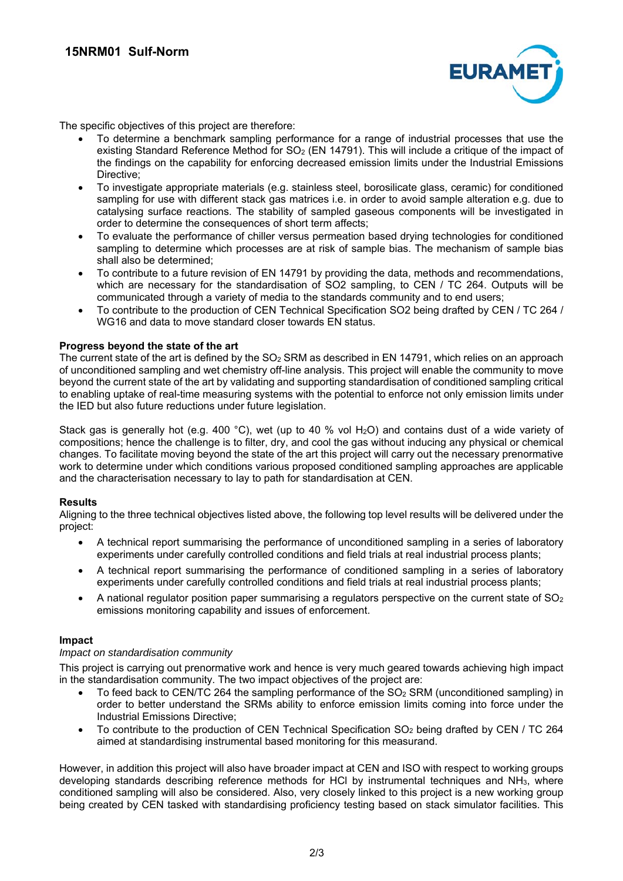The specific objectives of this project are therefore:

- To determine a benchmark sampling performance for a range of industrial processes that use the existing Standard Reference Method for $SO_2$ (EN 14791). This will include a critique of the impact of the findings on the capability for enforcing decreased emission limits under the Industrial Emissions Directive;
- To investigate appropriate materials (e.g. stainless steel, borosilicate glass, ceramic) for conditioned sampling for use with different stack gas matrices i.e. in order to avoid sample alteration e.g. due to catalysing surface reactions. The stability of sampled gaseous components will be investigated in order to determine the consequences of short term affects;
- To evaluate the performance of chiller versus permeation based drying technologies for conditioned sampling to determine which processes are at risk of sample bias. The mechanism of sample bias shall also be determined;
- To contribute to a future revision of EN 14791 by providing the data, methods and recommendations, which are necessary for the standardisation of SO2 sampling, to CEN / TC 264. Outputs will be communicated through a variety of media to the standards community and to end users;
- To contribute to the production of CEN Technical Specification SO2 being drafted by CEN / TC 264 / WG16 and data to move standard closer towards EN status.

**Progress beyond the state of the art**

The current state of the art is defined by the $SO_2$ SRM as described in EN 14791, which relies on an approach of unconditioned sampling and wet chemistry off-line analysis. This project will enable the community to move beyond the current state of the art by validating and supporting standardisation of conditioned sampling critical to enabling uptake of real-time measuring systems with the potential to enforce not only emission limits under the IED but also future reductions under future legislation.

Stack gas is generally hot (e.g. 400 °C), wet (up to 40 % vol $H_2O$) and contains dust of a wide variety of compositions; hence the challenge is to filter, dry, and cool the gas without inducing any physical or chemical changes. To facilitate moving beyond the state of the art this project will carry out the necessary prenormative work to determine under which conditions various proposed conditioned sampling approaches are applicable and the characterisation necessary to lay to path for standardisation at CEN.

**Results**

Aligning to the three technical objectives listed above, the following top level results will be delivered under the project:

- A technical report summarising the performance of unconditioned sampling in a series of laboratory experiments under carefully controlled conditions and field trials at real industrial process plants;
- A technical report summarising the performance of conditioned sampling in a series of laboratory experiments under carefully controlled conditions and field trials at real industrial process plants;
- A national regulator position paper summarising a regulators perspective on the current state of $SO_2$ emissions monitoring capability and issues of enforcement.

**Impact**

*Impact on standardisation community*

This project is carrying out prenormative work and hence is very much geared towards achieving high impact in the standardisation community. The two impact objectives of the project are:

- To feed back to CEN/TC 264 the sampling performance of the $SO_2$ SRM (unconditioned sampling) in order to better understand the SRMs ability to enforce emission limits coming into force under the Industrial Emissions Directive;
- To contribute to the production of CEN Technical Specification $SO_2$ being drafted by CEN / TC 264 aimed at standardising instrumental based monitoring for this measurand.

However, in addition this project will also have broader impact at CEN and ISO with respect to working groups developing standards describing reference methods for HCl by instrumental techniques and $NH_3$, where conditioned sampling will also be considered. Also, very closely linked to this project is a new working group being created by CEN tasked with standardising proficiency testing based on stack simulator facilities. This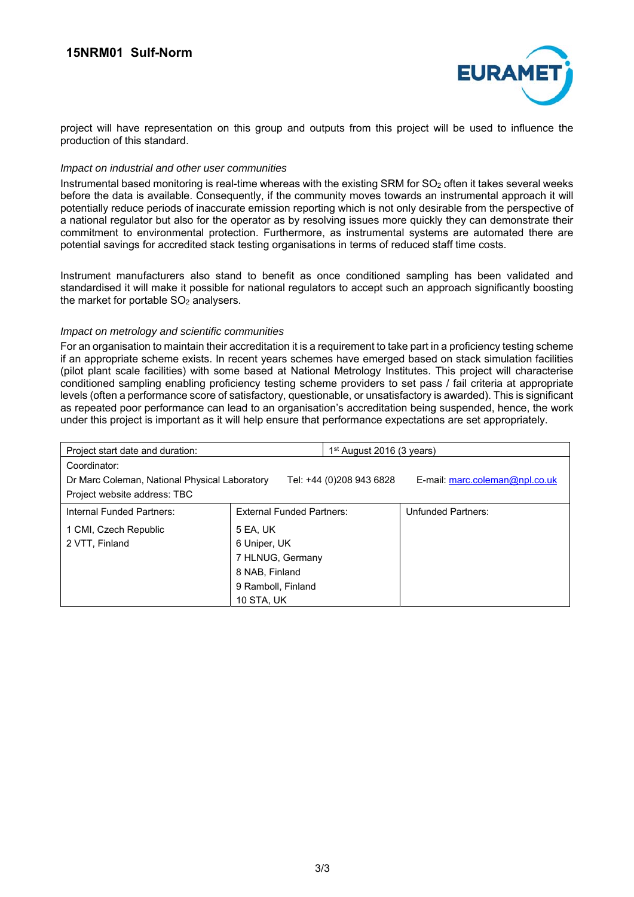project will have representation on this group and outputs from this project will be used to influence the production of this standard.

*Impact on industrial and other user communities*

Instrumental based monitoring is real-time whereas with the existing SRM for $SO_2$ often it takes several weeks before the data is available. Consequently, if the community moves towards an instrumental approach it will potentially reduce periods of inaccurate emission reporting which is not only desirable from the perspective of a national regulator but also for the operator as by resolving issues more quickly they can demonstrate their commitment to environmental protection. Furthermore, as instrumental systems are automated there are potential savings for accredited stack testing organisations in terms of reduced staff time costs.

Instrument manufacturers also stand to benefit as once conditioned sampling has been validated and standardised it will make it possible for national regulators to accept such an approach significantly boosting the market for portable $SO_2$ analysers.

*Impact on metrology and scientific communities*

For an organisation to maintain their accreditation it is a requirement to take part in a proficiency testing scheme if an appropriate scheme exists. In recent years schemes have emerged based on stack simulation facilities (pilot plant scale facilities) with some based at National Metrology Institutes. This project will characterise conditioned sampling enabling proficiency testing scheme providers to set pass / fail criteria at appropriate levels (often a performance score of satisfactory, questionable, or unsatisfactory is awarded). This is significant as repeated poor performance can lead to an organisation's accreditation being suspended, hence, the work under this project is important as it will help ensure that performance expectations are set appropriately.

| | | |
|---|---|---|
| Project start date and duration: | 1st August 2016 (3 years) | |
| Coordinator: Dr Marc Coleman, National Physical Laboratory | Tel: +44 (0)208 943 6828 | E-mail: marc.coleman@npl.co.uk |
| Project website address: TBC | | |
| Internal Funded Partners: | External Funded Partners: | Unfunded Partners: |
| 1 CMI, Czech Republic<br>2 VTT, Finland | 5 EA, UK<br>6 Uniper, UK<br>7 HLNUG, Germany<br>8 NAB, Finland<br>9 Ramboll, Finland<br>10 STA, UK | |